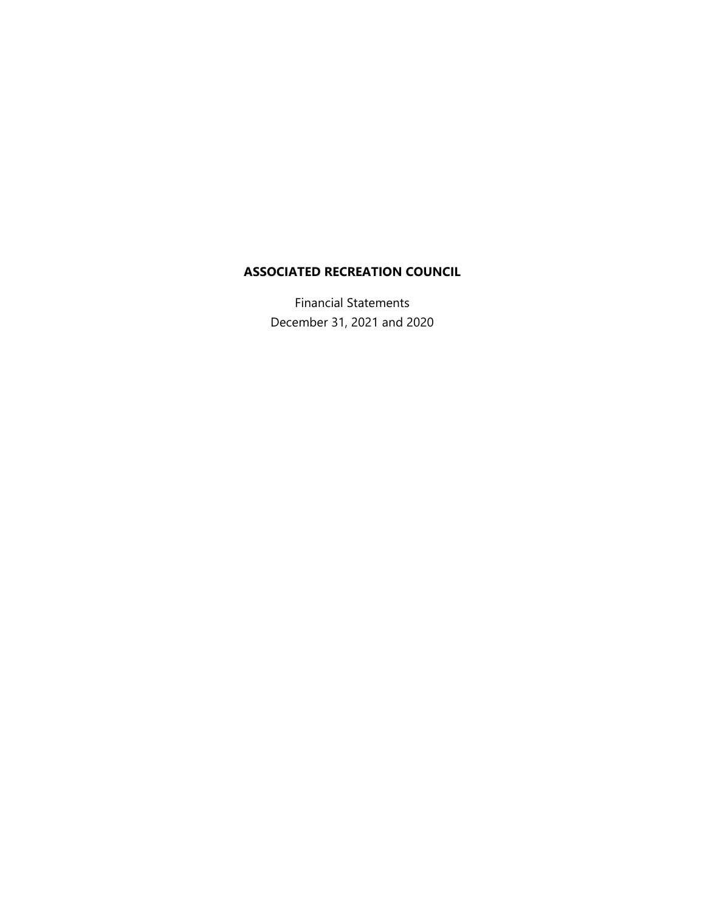# ASSOCIATED RECREATION COUNCIL

Financial Statements

December 31, 2021 and 2020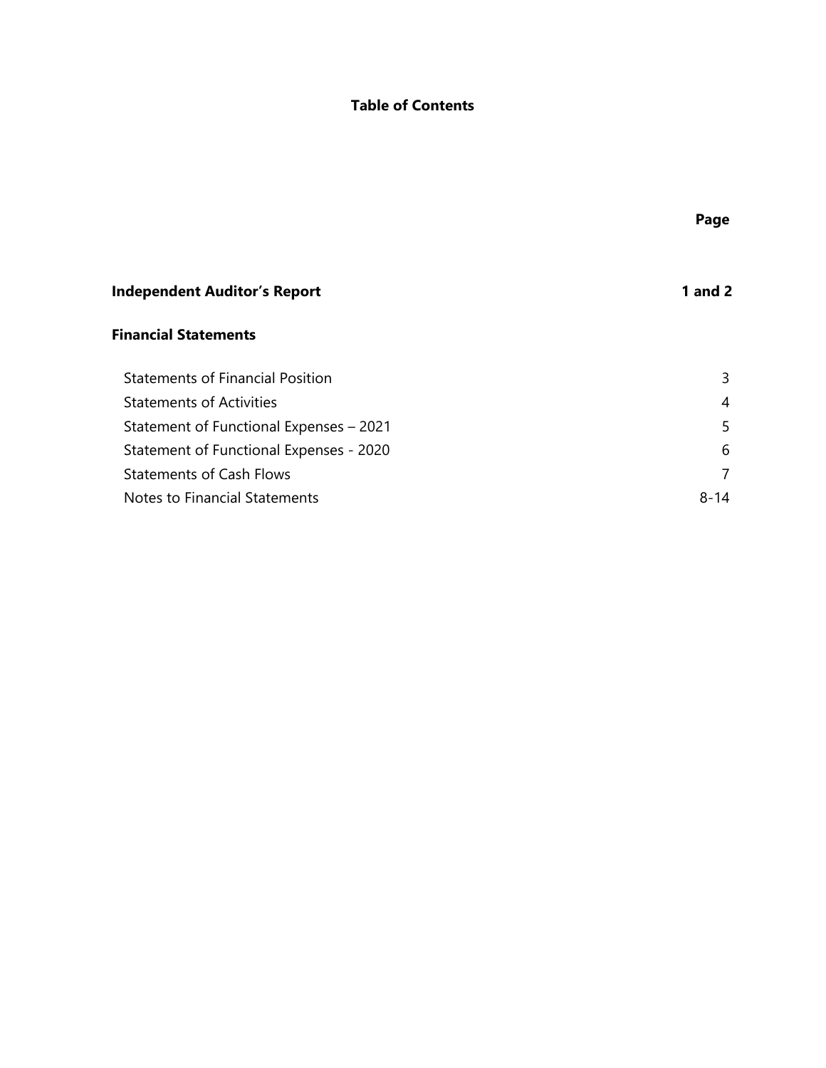# Table of Contents

| | Page |
|---|---|
| **Independent Auditor's Report** | **1 and 2** |
| **Financial Statements** | |
| Statements of Financial Position | 3 |
| Statements of Activities | 4 |
| Statement of Functional Expenses – 2021 | 5 |
| Statement of Functional Expenses - 2020 | 6 |
| Statements of Cash Flows | 7 |
| Notes to Financial Statements | 8-14 |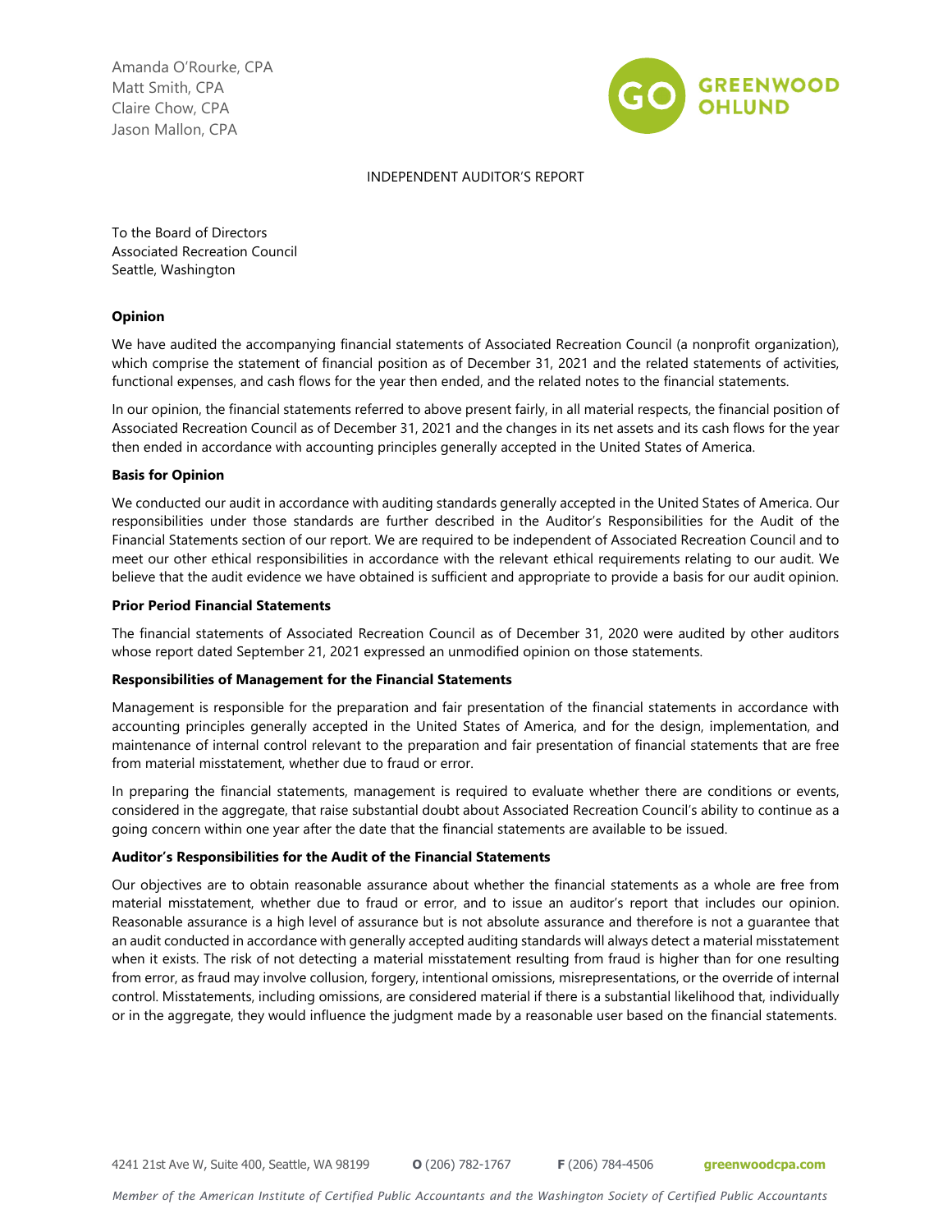Amanda O'Rourke, CPA
Matt Smith, CPA
Claire Chow, CPA
Jason Mallon, CPA

GREENWOOD OHLUND

INDEPENDENT AUDITOR'S REPORT

To the Board of Directors
Associated Recreation Council
Seattle, Washington

**Opinion**

We have audited the accompanying financial statements of Associated Recreation Council (a nonprofit organization), which comprise the statement of financial position as of December 31, 2021 and the related statements of activities, functional expenses, and cash flows for the year then ended, and the related notes to the financial statements.

In our opinion, the financial statements referred to above present fairly, in all material respects, the financial position of Associated Recreation Council as of December 31, 2021 and the changes in its net assets and its cash flows for the year then ended in accordance with accounting principles generally accepted in the United States of America.

**Basis for Opinion**

We conducted our audit in accordance with auditing standards generally accepted in the United States of America. Our responsibilities under those standards are further described in the Auditor's Responsibilities for the Audit of the Financial Statements section of our report. We are required to be independent of Associated Recreation Council and to meet our other ethical responsibilities in accordance with the relevant ethical requirements relating to our audit. We believe that the audit evidence we have obtained is sufficient and appropriate to provide a basis for our audit opinion.

**Prior Period Financial Statements**

The financial statements of Associated Recreation Council as of December 31, 2020 were audited by other auditors whose report dated September 21, 2021 expressed an unmodified opinion on those statements.

**Responsibilities of Management for the Financial Statements**

Management is responsible for the preparation and fair presentation of the financial statements in accordance with accounting principles generally accepted in the United States of America, and for the design, implementation, and maintenance of internal control relevant to the preparation and fair presentation of financial statements that are free from material misstatement, whether due to fraud or error.

In preparing the financial statements, management is required to evaluate whether there are conditions or events, considered in the aggregate, that raise substantial doubt about Associated Recreation Council's ability to continue as a going concern within one year after the date that the financial statements are available to be issued.

**Auditor's Responsibilities for the Audit of the Financial Statements**

Our objectives are to obtain reasonable assurance about whether the financial statements as a whole are free from material misstatement, whether due to fraud or error, and to issue an auditor's report that includes our opinion. Reasonable assurance is a high level of assurance but is not absolute assurance and therefore is not a guarantee that an audit conducted in accordance with generally accepted auditing standards will always detect a material misstatement when it exists. The risk of not detecting a material misstatement resulting from fraud is higher than for one resulting from error, as fraud may involve collusion, forgery, intentional omissions, misrepresentations, or the override of internal control. Misstatements, including omissions, are considered material if there is a substantial likelihood that, individually or in the aggregate, they would influence the judgment made by a reasonable user based on the financial statements.

4241 21st Ave W, Suite 400, Seattle, WA 98199 **O** (206) 782-1767 **F** (206) 784-4506 **greenwoodcpa.com**

*Member of the American Institute of Certified Public Accountants and the Washington Society of Certified Public Accountants*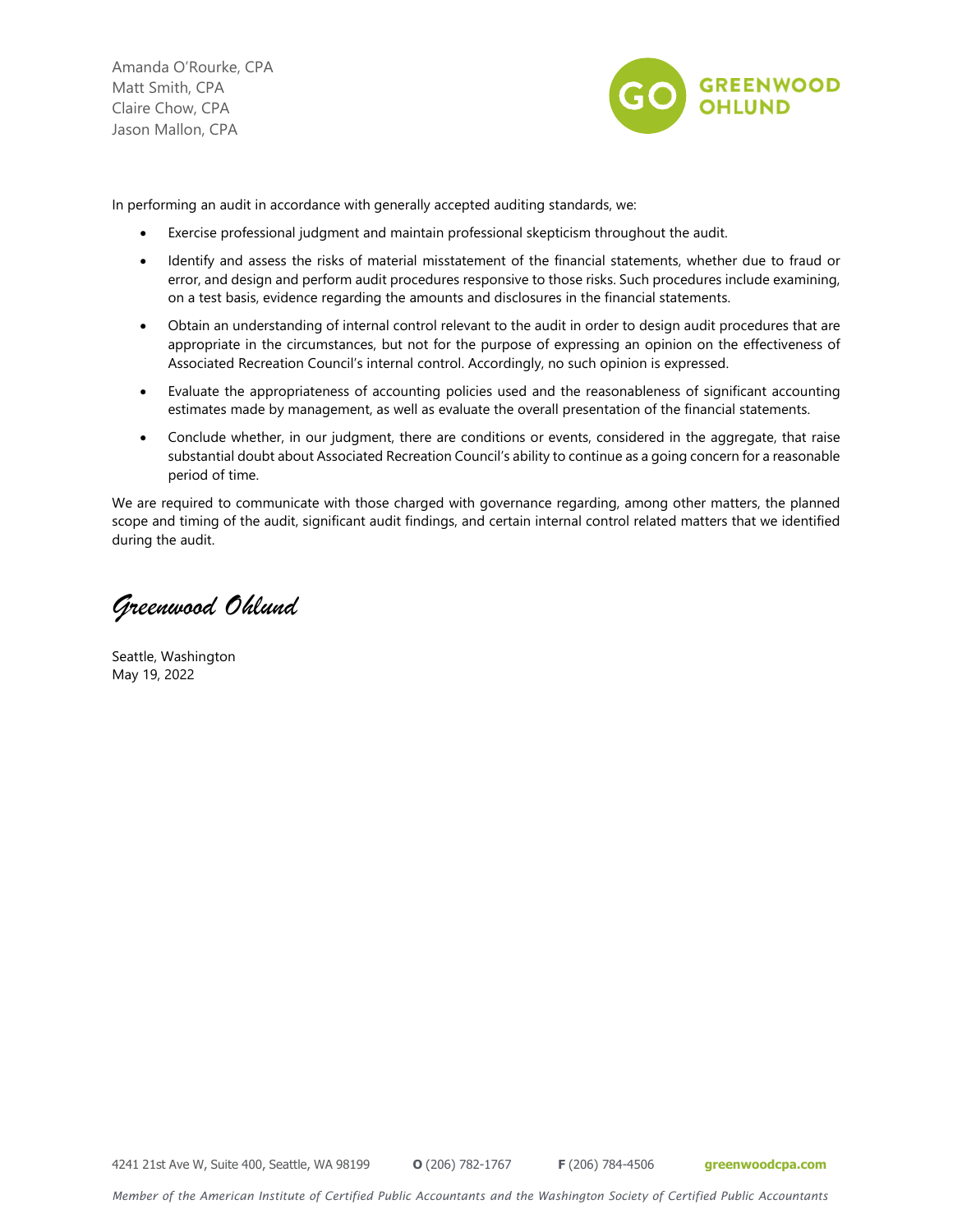In performing an audit in accordance with generally accepted auditing standards, we:

- Exercise professional judgment and maintain professional skepticism throughout the audit.
- Identify and assess the risks of material misstatement of the financial statements, whether due to fraud or error, and design and perform audit procedures responsive to those risks. Such procedures include examining, on a test basis, evidence regarding the amounts and disclosures in the financial statements.
- Obtain an understanding of internal control relevant to the audit in order to design audit procedures that are appropriate in the circumstances, but not for the purpose of expressing an opinion on the effectiveness of Associated Recreation Council's internal control. Accordingly, no such opinion is expressed.
- Evaluate the appropriateness of accounting policies used and the reasonableness of significant accounting estimates made by management, as well as evaluate the overall presentation of the financial statements.
- Conclude whether, in our judgment, there are conditions or events, considered in the aggregate, that raise substantial doubt about Associated Recreation Council's ability to continue as a going concern for a reasonable period of time.

We are required to communicate with those charged with governance regarding, among other matters, the planned scope and timing of the audit, significant audit findings, and certain internal control related matters that we identified during the audit.

*Greenwood Ohlund*

Seattle, Washington
May 19, 2022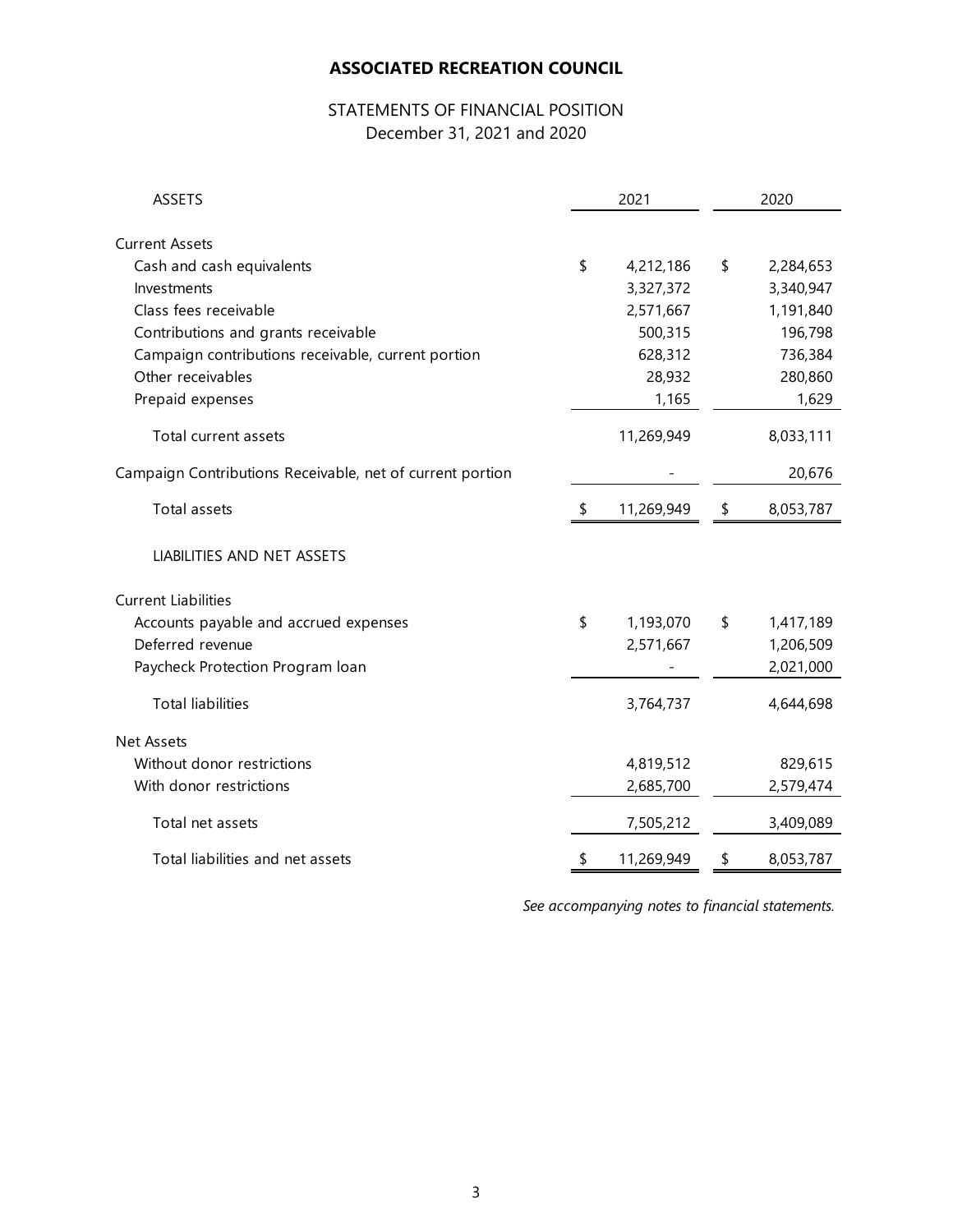# ASSOCIATED RECREATION COUNCIL

## STATEMENTS OF FINANCIAL POSITION
December 31, 2021 and 2020

| ASSETS | 2021 | 2020 |
|---|---|---|
| **Current Assets** | | |
| Cash and cash equivalents | $ 4,212,186 | $ 2,284,653 |
| Investments | 3,327,372 | 3,340,947 |
| Class fees receivable | 2,571,667 | 1,191,840 |
| Contributions and grants receivable | 500,315 | 196,798 |
| Campaign contributions receivable, current portion | 628,312 | 736,384 |
| Other receivables | 28,932 | 280,860 |
| Prepaid expenses | 1,165 | 1,629 |
| Total current assets | 11,269,949 | 8,033,111 |
| Campaign Contributions Receivable, net of current portion | - | 20,676 |
| Total assets | $ 11,269,949 | $ 8,053,787 |
| **LIABILITIES AND NET ASSETS** | | |
| **Current Liabilities** | | |
| Accounts payable and accrued expenses | $ 1,193,070 | $ 1,417,189 |
| Deferred revenue | 2,571,667 | 1,206,509 |
| Paycheck Protection Program loan | - | 2,021,000 |
| Total liabilities | 3,764,737 | 4,644,698 |
| **Net Assets** | | |
| Without donor restrictions | 4,819,512 | 829,615 |
| With donor restrictions | 2,685,700 | 2,579,474 |
| Total net assets | 7,505,212 | 3,409,089 |
| Total liabilities and net assets | $ 11,269,949 | $ 8,053,787 |

*See accompanying notes to financial statements.*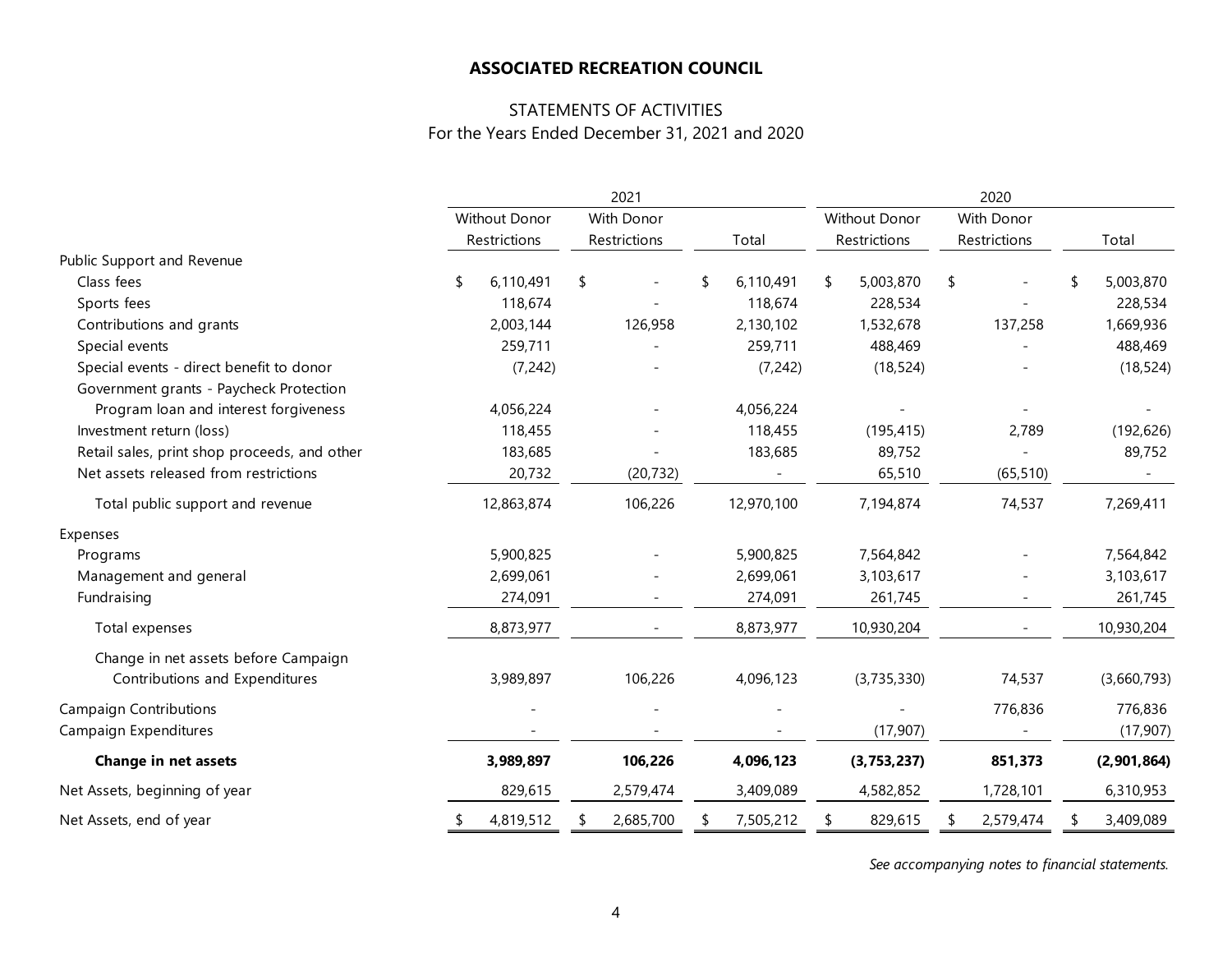# ASSOCIATED RECREATION COUNCIL

## STATEMENTS OF ACTIVITIES
For the Years Ended December 31, 2021 and 2020

| | 2021 | | | 2020 | | |
|---|---|---|---|---|---|---|
| | Without Donor Restrictions | With Donor Restrictions | Total | Without Donor Restrictions | With Donor Restrictions | Total |
| Public Support and Revenue | | | | | | |
| Class fees | $ 6,110,491 | $ - | $ 6,110,491 | $ 5,003,870 | $ - | $ 5,003,870 |
| Sports fees | 118,674 | - | 118,674 | 228,534 | - | 228,534 |
| Contributions and grants | 2,003,144 | 126,958 | 2,130,102 | 1,532,678 | 137,258 | 1,669,936 |
| Special events | 259,711 | - | 259,711 | 488,469 | - | 488,469 |
| Special events - direct benefit to donor | (7,242) | - | (7,242) | (18,524) | - | (18,524) |
| Government grants - Paycheck Protection Program loan and interest forgiveness | 4,056,224 | - | 4,056,224 | - | - | - |
| Investment return (loss) | 118,455 | - | 118,455 | (195,415) | 2,789 | (192,626) |
| Retail sales, print shop proceeds, and other | 183,685 | - | 183,685 | 89,752 | - | 89,752 |
| Net assets released from restrictions | 20,732 | (20,732) | - | 65,510 | (65,510) | - |
| Total public support and revenue | 12,863,874 | 106,226 | 12,970,100 | 7,194,874 | 74,537 | 7,269,411 |
| Expenses | | | | | | |
| Programs | 5,900,825 | - | 5,900,825 | 7,564,842 | - | 7,564,842 |
| Management and general | 2,699,061 | - | 2,699,061 | 3,103,617 | - | 3,103,617 |
| Fundraising | 274,091 | - | 274,091 | 261,745 | - | 261,745 |
| Total expenses | 8,873,977 | - | 8,873,977 | 10,930,204 | - | 10,930,204 |
| Change in net assets before Campaign Contributions and Expenditures | 3,989,897 | 106,226 | 4,096,123 | (3,735,330) | 74,537 | (3,660,793) |
| Campaign Contributions | - | - | - | - | 776,836 | 776,836 |
| Campaign Expenditures | - | - | - | (17,907) | - | (17,907) |
| **Change in net assets** | **3,989,897** | **106,226** | **4,096,123** | **(3,753,237)** | **851,373** | **(2,901,864)** |
| Net Assets, beginning of year | 829,615 | 2,579,474 | 3,409,089 | 4,582,852 | 1,728,101 | 6,310,953 |
| Net Assets, end of year | $ 4,819,512 | $ 2,685,700 | $ 7,505,212 | $ 829,615 | $ 2,579,474 | $ 3,409,089 |

*See accompanying notes to financial statements.*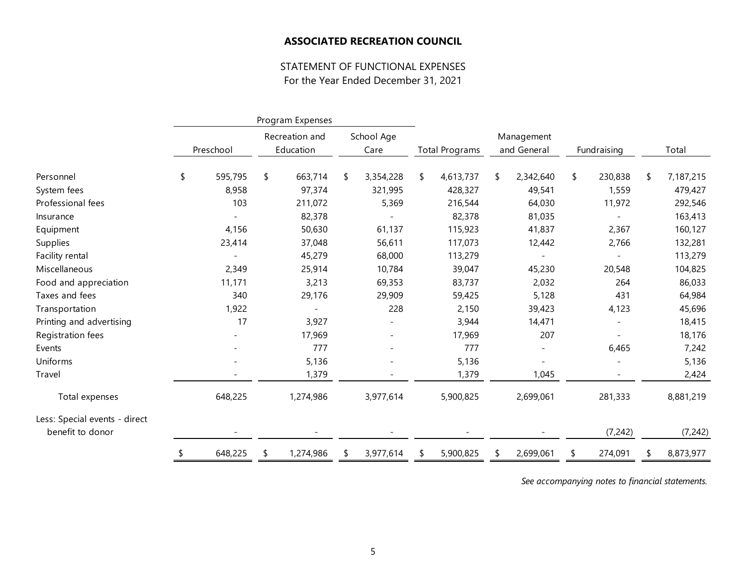# ASSOCIATED RECREATION COUNCIL

## STATEMENT OF FUNCTIONAL EXPENSES
For the Year Ended December 31, 2021

| | Program Expenses | | | | | | |
|---|---|---|---|---|---|---|---|
| | Preschool | Recreation and Education | School Age Care | Total Programs | Management and General | Fundraising | Total |
| Personnel | $ 595,795 | $ 663,714 | $ 3,354,228 | $ 4,613,737 | $ 2,342,640 | $ 230,838 | $ 7,187,215 |
| System fees | 8,958 | 97,374 | 321,995 | 428,327 | 49,541 | 1,559 | 479,427 |
| Professional fees | 103 | 211,072 | 5,369 | 216,544 | 64,030 | 11,972 | 292,546 |
| Insurance | - | 82,378 | - | 82,378 | 81,035 | - | 163,413 |
| Equipment | 4,156 | 50,630 | 61,137 | 115,923 | 41,837 | 2,367 | 160,127 |
| Supplies | 23,414 | 37,048 | 56,611 | 117,073 | 12,442 | 2,766 | 132,281 |
| Facility rental | - | 45,279 | 68,000 | 113,279 | - | - | 113,279 |
| Miscellaneous | 2,349 | 25,914 | 10,784 | 39,047 | 45,230 | 20,548 | 104,825 |
| Food and appreciation | 11,171 | 3,213 | 69,353 | 83,737 | 2,032 | 264 | 86,033 |
| Taxes and fees | 340 | 29,176 | 29,909 | 59,425 | 5,128 | 431 | 64,984 |
| Transportation | 1,922 | - | 228 | 2,150 | 39,423 | 4,123 | 45,696 |
| Printing and advertising | 17 | 3,927 | - | 3,944 | 14,471 | - | 18,415 |
| Registration fees | - | 17,969 | - | 17,969 | 207 | - | 18,176 |
| Events | - | 777 | - | 777 | - | 6,465 | 7,242 |
| Uniforms | - | 5,136 | - | 5,136 | - | - | 5,136 |
| Travel | - | 1,379 | - | 1,379 | 1,045 | - | 2,424 |
| Total expenses | 648,225 | 1,274,986 | 3,977,614 | 5,900,825 | 2,699,061 | 281,333 | 8,881,219 |
| Less: Special events - direct benefit to donor | - | - | - | - | - | (7,242) | (7,242) |
| | $ 648,225 | $ 1,274,986 | $ 3,977,614 | $ 5,900,825 | $ 2,699,061 | $ 274,091 | $ 8,873,977 |

*See accompanying notes to financial statements.*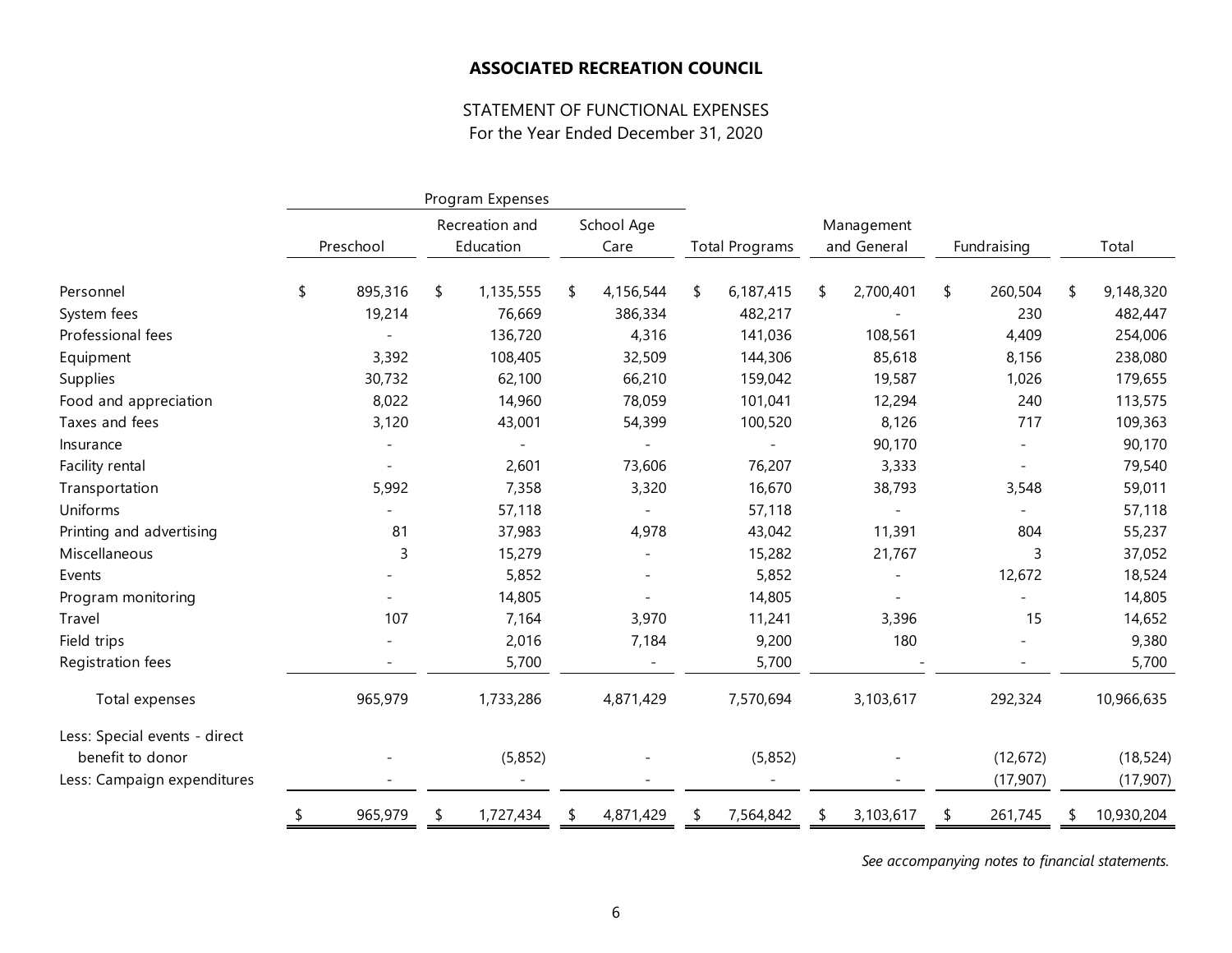# ASSOCIATED RECREATION COUNCIL

STATEMENT OF FUNCTIONAL EXPENSES
For the Year Ended December 31, 2020

| | Program Expenses | | | | | | |
|---|---|---|---|---|---|---|---|
| | Preschool | Recreation and Education | School Age Care | Total Programs | Management and General | Fundraising | Total |
| Personnel | $ 895,316 | $ 1,135,555 | $ 4,156,544 | $ 6,187,415 | $ 2,700,401 | $ 260,504 | $ 9,148,320 |
| System fees | 19,214 | 76,669 | 386,334 | 482,217 | - | 230 | 482,447 |
| Professional fees | - | 136,720 | 4,316 | 141,036 | 108,561 | 4,409 | 254,006 |
| Equipment | 3,392 | 108,405 | 32,509 | 144,306 | 85,618 | 8,156 | 238,080 |
| Supplies | 30,732 | 62,100 | 66,210 | 159,042 | 19,587 | 1,026 | 179,655 |
| Food and appreciation | 8,022 | 14,960 | 78,059 | 101,041 | 12,294 | 240 | 113,575 |
| Taxes and fees | 3,120 | 43,001 | 54,399 | 100,520 | 8,126 | 717 | 109,363 |
| Insurance | - | - | - | - | 90,170 | - | 90,170 |
| Facility rental | - | 2,601 | 73,606 | 76,207 | 3,333 | - | 79,540 |
| Transportation | 5,992 | 7,358 | 3,320 | 16,670 | 38,793 | 3,548 | 59,011 |
| Uniforms | - | 57,118 | - | 57,118 | - | - | 57,118 |
| Printing and advertising | 81 | 37,983 | 4,978 | 43,042 | 11,391 | 804 | 55,237 |
| Miscellaneous | 3 | 15,279 | - | 15,282 | 21,767 | 3 | 37,052 |
| Events | - | 5,852 | - | 5,852 | - | 12,672 | 18,524 |
| Program monitoring | - | 14,805 | - | 14,805 | - | - | 14,805 |
| Travel | 107 | 7,164 | 3,970 | 11,241 | 3,396 | 15 | 14,652 |
| Field trips | - | 2,016 | 7,184 | 9,200 | 180 | - | 9,380 |
| Registration fees | - | 5,700 | - | 5,700 | - | - | 5,700 |
| Total expenses | 965,979 | 1,733,286 | 4,871,429 | 7,570,694 | 3,103,617 | 292,324 | 10,966,635 |
| Less: Special events - direct benefit to donor | - | (5,852) | - | (5,852) | - | (12,672) | (18,524) |
| Less: Campaign expenditures | - | - | - | - | - | (17,907) | (17,907) |
| | $ 965,979 | $ 1,727,434 | $ 4,871,429 | $ 7,564,842 | $ 3,103,617 | $ 261,745 | $ 10,930,204 |

*See accompanying notes to financial statements.*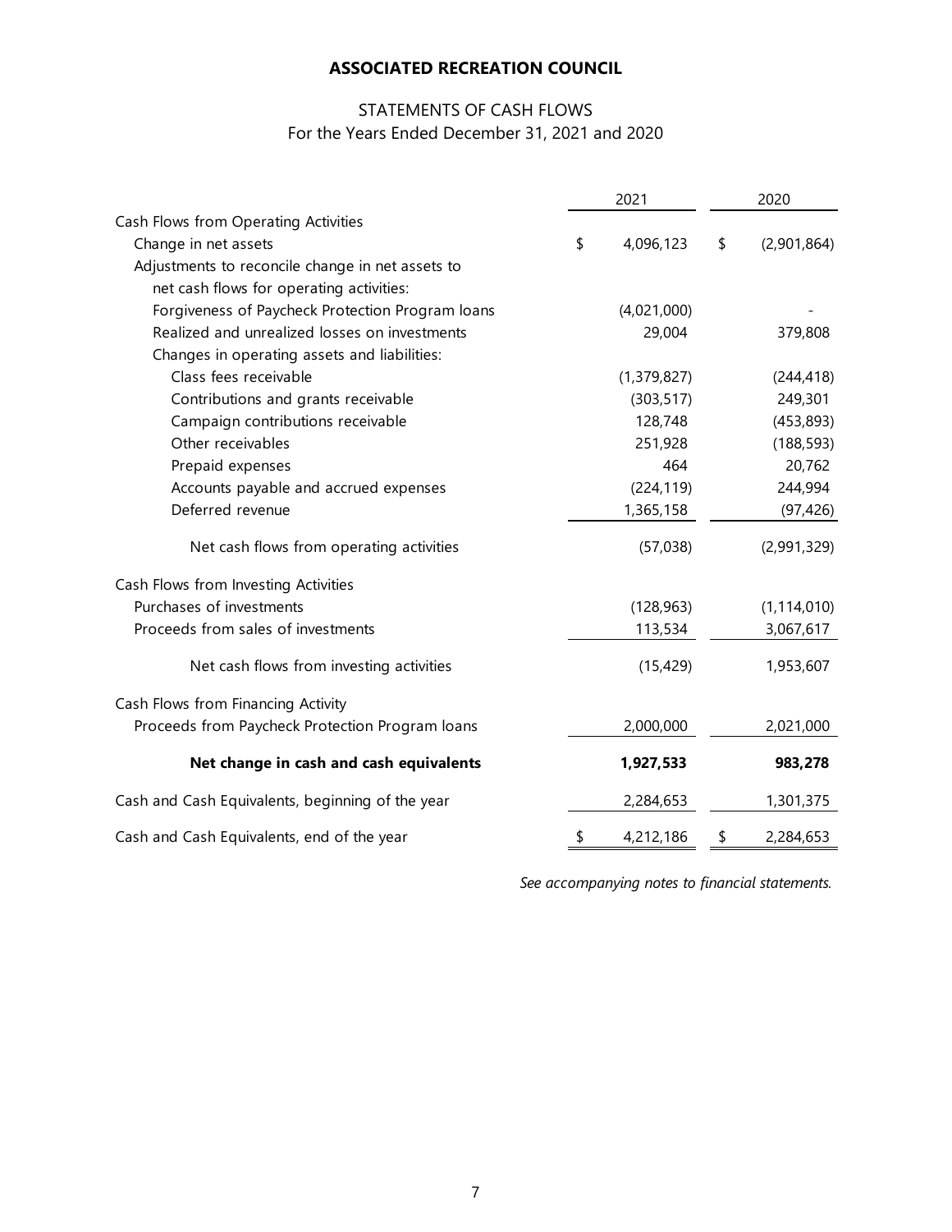# ASSOCIATED RECREATION COUNCIL

## STATEMENTS OF CASH FLOWS
For the Years Ended December 31, 2021 and 2020

| | 2021 | 2020 |
|---|---|---|
| Cash Flows from Operating Activities | | |
| Change in net assets | $ 4,096,123 | $ (2,901,864) |
| Adjustments to reconcile change in net assets to net cash flows for operating activities: | | |
| Forgiveness of Paycheck Protection Program loans | (4,021,000) | - |
| Realized and unrealized losses on investments | 29,004 | 379,808 |
| Changes in operating assets and liabilities: | | |
| Class fees receivable | (1,379,827) | (244,418) |
| Contributions and grants receivable | (303,517) | 249,301 |
| Campaign contributions receivable | 128,748 | (453,893) |
| Other receivables | 251,928 | (188,593) |
| Prepaid expenses | 464 | 20,762 |
| Accounts payable and accrued expenses | (224,119) | 244,994 |
| Deferred revenue | 1,365,158 | (97,426) |
| Net cash flows from operating activities | (57,038) | (2,991,329) |
| Cash Flows from Investing Activities | | |
| Purchases of investments | (128,963) | (1,114,010) |
| Proceeds from sales of investments | 113,534 | 3,067,617 |
| Net cash flows from investing activities | (15,429) | 1,953,607 |
| Cash Flows from Financing Activity | | |
| Proceeds from Paycheck Protection Program loans | 2,000,000 | 2,021,000 |
| **Net change in cash and cash equivalents** | **1,927,533** | **983,278** |
| Cash and Cash Equivalents, beginning of the year | 2,284,653 | 1,301,375 |
| Cash and Cash Equivalents, end of the year | $ 4,212,186 | $ 2,284,653 |

*See accompanying notes to financial statements.*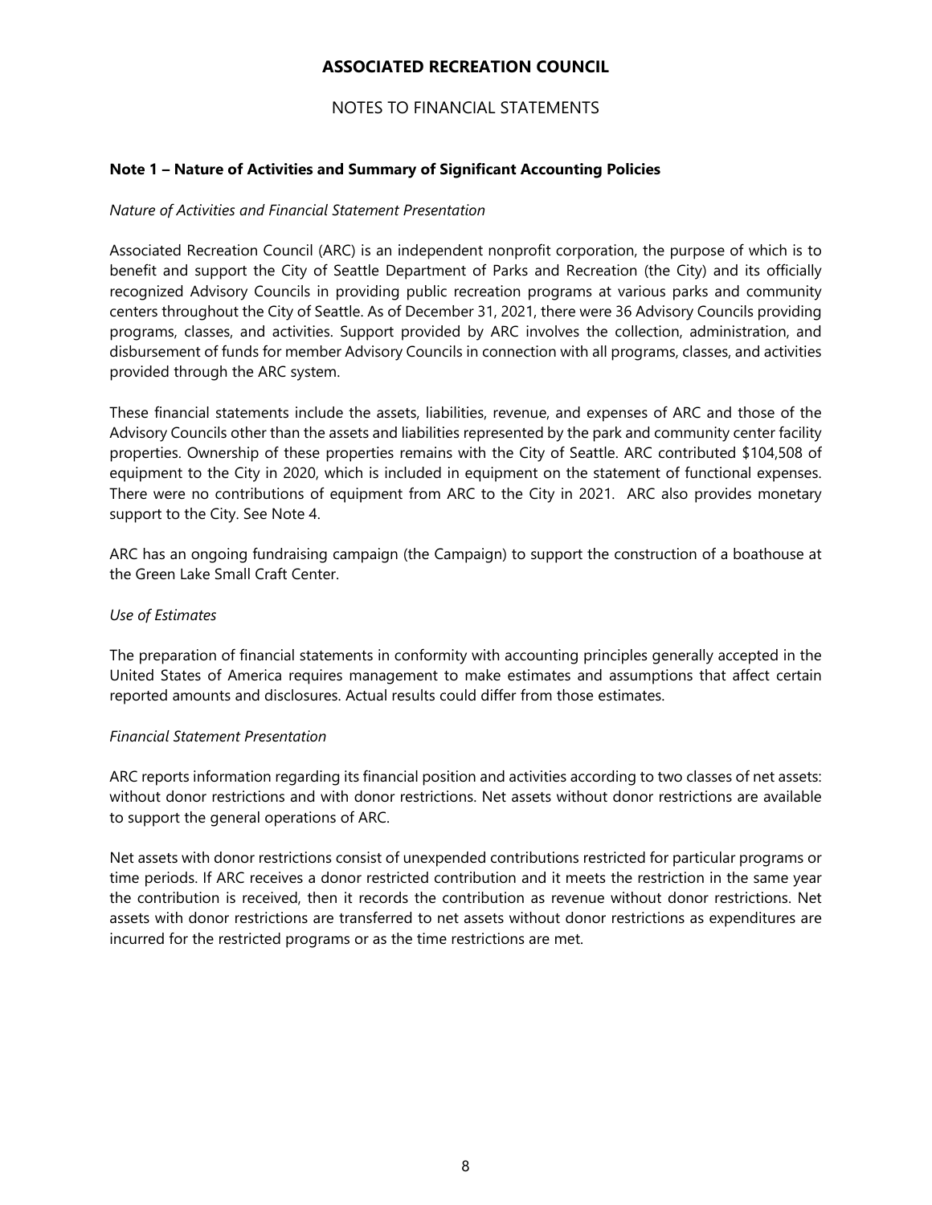# ASSOCIATED RECREATION COUNCIL

## NOTES TO FINANCIAL STATEMENTS

### Note 1 – Nature of Activities and Summary of Significant Accounting Policies

*Nature of Activities and Financial Statement Presentation*

Associated Recreation Council (ARC) is an independent nonprofit corporation, the purpose of which is to benefit and support the City of Seattle Department of Parks and Recreation (the City) and its officially recognized Advisory Councils in providing public recreation programs at various parks and community centers throughout the City of Seattle. As of December 31, 2021, there were 36 Advisory Councils providing programs, classes, and activities. Support provided by ARC involves the collection, administration, and disbursement of funds for member Advisory Councils in connection with all programs, classes, and activities provided through the ARC system.

These financial statements include the assets, liabilities, revenue, and expenses of ARC and those of the Advisory Councils other than the assets and liabilities represented by the park and community center facility properties. Ownership of these properties remains with the City of Seattle. ARC contributed $104,508 of equipment to the City in 2020, which is included in equipment on the statement of functional expenses. There were no contributions of equipment from ARC to the City in 2021. ARC also provides monetary support to the City. See Note 4.

ARC has an ongoing fundraising campaign (the Campaign) to support the construction of a boathouse at the Green Lake Small Craft Center.

*Use of Estimates*

The preparation of financial statements in conformity with accounting principles generally accepted in the United States of America requires management to make estimates and assumptions that affect certain reported amounts and disclosures. Actual results could differ from those estimates.

*Financial Statement Presentation*

ARC reports information regarding its financial position and activities according to two classes of net assets: without donor restrictions and with donor restrictions. Net assets without donor restrictions are available to support the general operations of ARC.

Net assets with donor restrictions consist of unexpended contributions restricted for particular programs or time periods. If ARC receives a donor restricted contribution and it meets the restriction in the same year the contribution is received, then it records the contribution as revenue without donor restrictions. Net assets with donor restrictions are transferred to net assets without donor restrictions as expenditures are incurred for the restricted programs or as the time restrictions are met.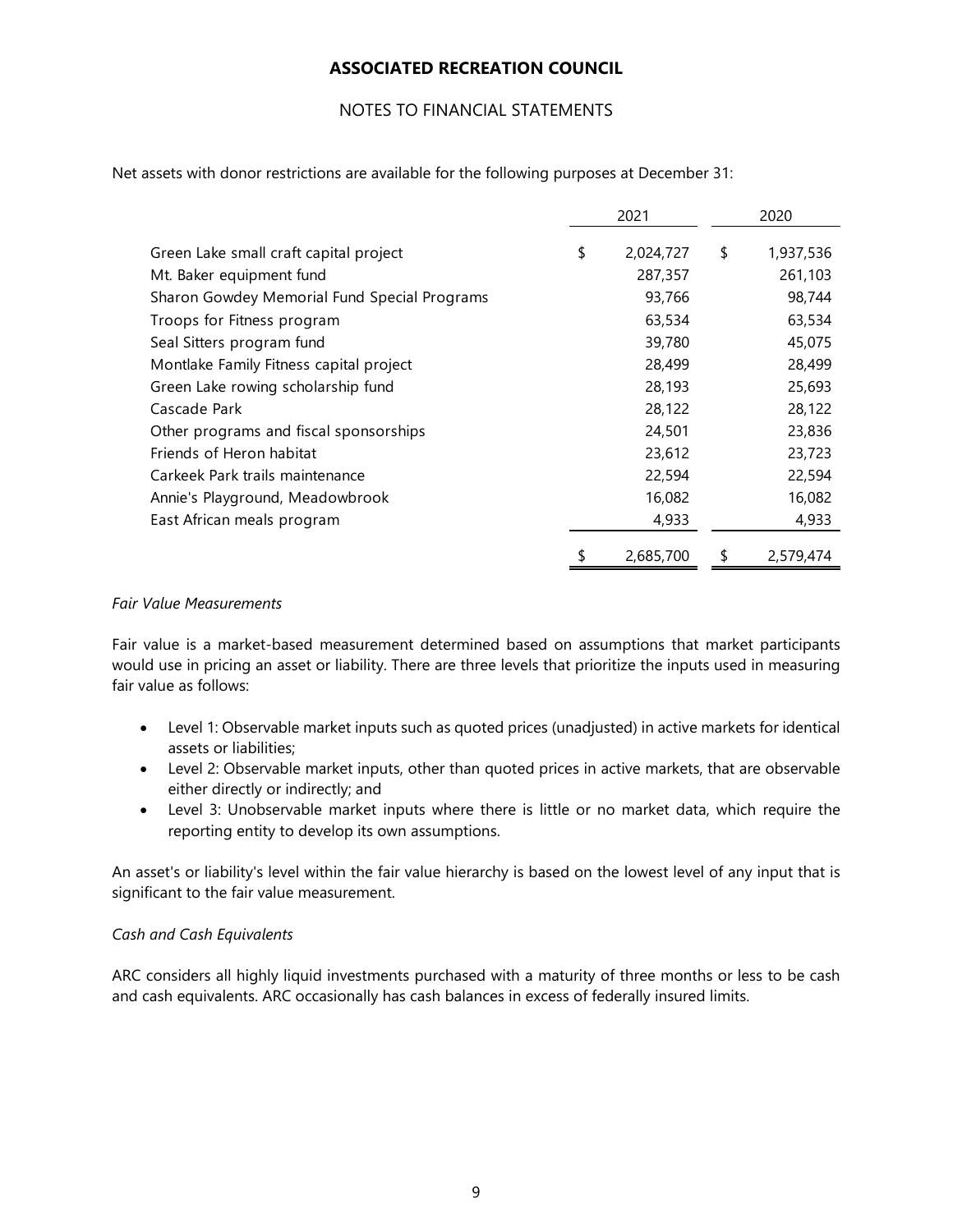## ASSOCIATED RECREATION COUNCIL

NOTES TO FINANCIAL STATEMENTS

Net assets with donor restrictions are available for the following purposes at December 31:

| | 2021 | 2020 |
|---|---|---|
| Green Lake small craft capital project | $ 2,024,727 | $ 1,937,536 |
| Mt. Baker equipment fund | 287,357 | 261,103 |
| Sharon Gowdey Memorial Fund Special Programs | 93,766 | 98,744 |
| Troops for Fitness program | 63,534 | 63,534 |
| Seal Sitters program fund | 39,780 | 45,075 |
| Montlake Family Fitness capital project | 28,499 | 28,499 |
| Green Lake rowing scholarship fund | 28,193 | 25,693 |
| Cascade Park | 28,122 | 28,122 |
| Other programs and fiscal sponsorships | 24,501 | 23,836 |
| Friends of Heron habitat | 23,612 | 23,723 |
| Carkeek Park trails maintenance | 22,594 | 22,594 |
| Annie's Playground, Meadowbrook | 16,082 | 16,082 |
| East African meals program | 4,933 | 4,933 |
| | $ 2,685,700 | $ 2,579,474 |

*Fair Value Measurements*

Fair value is a market-based measurement determined based on assumptions that market participants would use in pricing an asset or liability. There are three levels that prioritize the inputs used in measuring fair value as follows:

- Level 1: Observable market inputs such as quoted prices (unadjusted) in active markets for identical assets or liabilities;
- Level 2: Observable market inputs, other than quoted prices in active markets, that are observable either directly or indirectly; and
- Level 3: Unobservable market inputs where there is little or no market data, which require the reporting entity to develop its own assumptions.

An asset's or liability's level within the fair value hierarchy is based on the lowest level of any input that is significant to the fair value measurement.

*Cash and Cash Equivalents*

ARC considers all highly liquid investments purchased with a maturity of three months or less to be cash and cash equivalents. ARC occasionally has cash balances in excess of federally insured limits.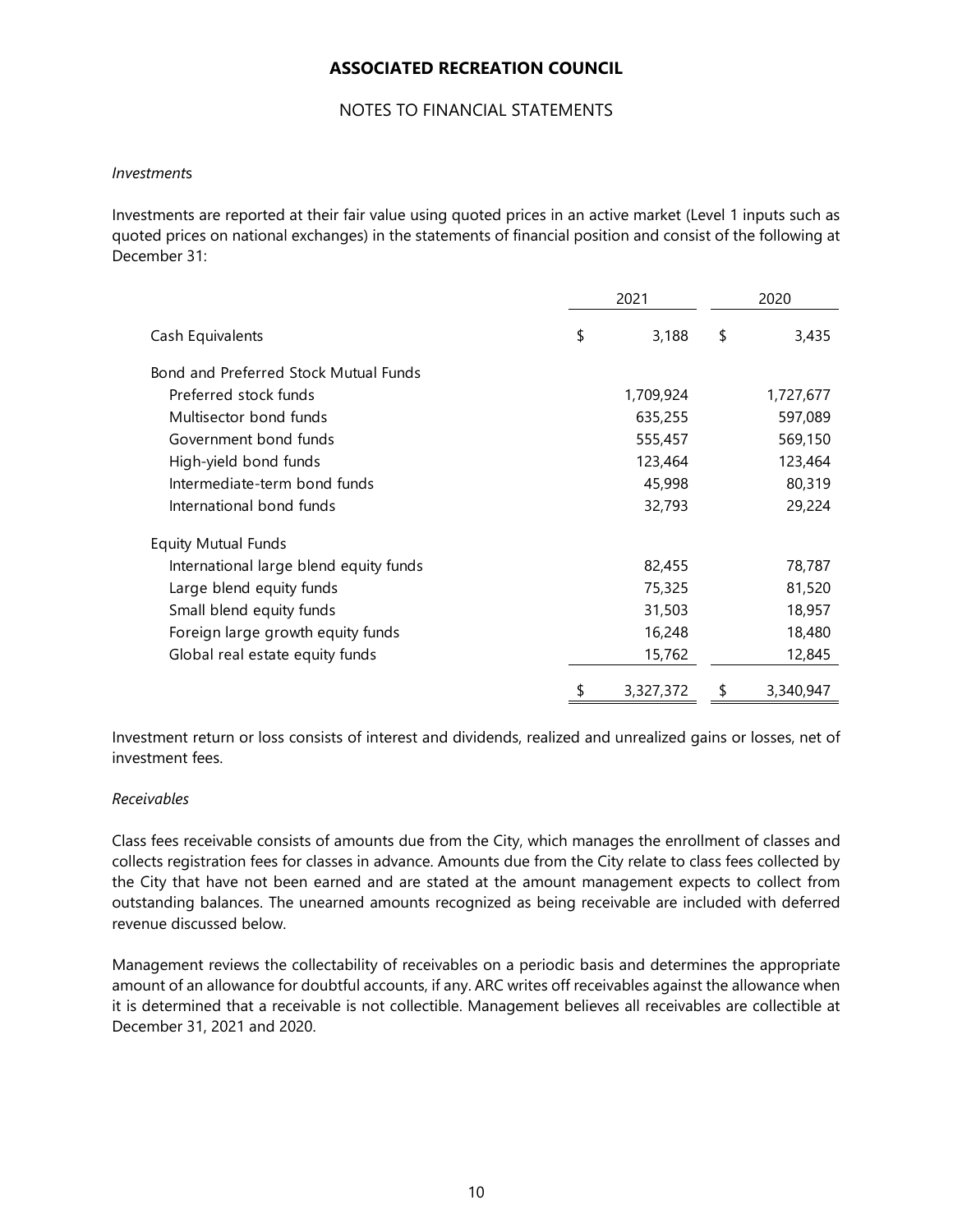**ASSOCIATED RECREATION COUNCIL**

NOTES TO FINANCIAL STATEMENTS

*Investments*

Investments are reported at their fair value using quoted prices in an active market (Level 1 inputs such as quoted prices on national exchanges) in the statements of financial position and consist of the following at December 31:

| | 2021 | 2020 |
|---|---|---|
| Cash Equivalents | $ 3,188 | $ 3,435 |
| Bond and Preferred Stock Mutual Funds | | |
| Preferred stock funds | 1,709,924 | 1,727,677 |
| Multisector bond funds | 635,255 | 597,089 |
| Government bond funds | 555,457 | 569,150 |
| High-yield bond funds | 123,464 | 123,464 |
| Intermediate-term bond funds | 45,998 | 80,319 |
| International bond funds | 32,793 | 29,224 |
| Equity Mutual Funds | | |
| International large blend equity funds | 82,455 | 78,787 |
| Large blend equity funds | 75,325 | 81,520 |
| Small blend equity funds | 31,503 | 18,957 |
| Foreign large growth equity funds | 16,248 | 18,480 |
| Global real estate equity funds | 15,762 | 12,845 |
| | $ 3,327,372 | $ 3,340,947 |

Investment return or loss consists of interest and dividends, realized and unrealized gains or losses, net of investment fees.

*Receivables*

Class fees receivable consists of amounts due from the City, which manages the enrollment of classes and collects registration fees for classes in advance. Amounts due from the City relate to class fees collected by the City that have not been earned and are stated at the amount management expects to collect from outstanding balances. The unearned amounts recognized as being receivable are included with deferred revenue discussed below.

Management reviews the collectability of receivables on a periodic basis and determines the appropriate amount of an allowance for doubtful accounts, if any. ARC writes off receivables against the allowance when it is determined that a receivable is not collectible. Management believes all receivables are collectible at December 31, 2021 and 2020.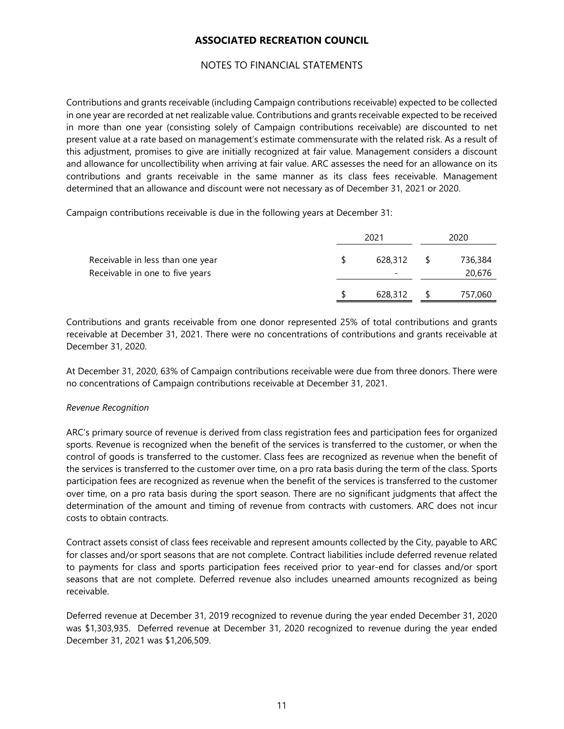Contributions and grants receivable (including Campaign contributions receivable) expected to be collected in one year are recorded at net realizable value. Contributions and grants receivable expected to be received in more than one year (consisting solely of Campaign contributions receivable) are discounted to net present value at a rate based on management's estimate commensurate with the related risk. As a result of this adjustment, promises to give are initially recognized at fair value. Management considers a discount and allowance for uncollectibility when arriving at fair value. ARC assesses the need for an allowance on its contributions and grants receivable in the same manner as its class fees receivable. Management determined that an allowance and discount were not necessary as of December 31, 2021 or 2020.

Campaign contributions receivable is due in the following years at December 31:

| | 2021 | 2020 |
|---|---|---|
| Receivable in less than one year | $ 628,312 | $ 736,384 |
| Receivable in one to five years | - | 20,676 |
| | $ 628,312 | $ 757,060 |

Contributions and grants receivable from one donor represented 25% of total contributions and grants receivable at December 31, 2021. There were no concentrations of contributions and grants receivable at December 31, 2020.

At December 31, 2020, 63% of Campaign contributions receivable were due from three donors. There were no concentrations of Campaign contributions receivable at December 31, 2021.

*Revenue Recognition*

ARC's primary source of revenue is derived from class registration fees and participation fees for organized sports. Revenue is recognized when the benefit of the services is transferred to the customer, or when the control of goods is transferred to the customer. Class fees are recognized as revenue when the benefit of the services is transferred to the customer over time, on a pro rata basis during the term of the class. Sports participation fees are recognized as revenue when the benefit of the services is transferred to the customer over time, on a pro rata basis during the sport season. There are no significant judgments that affect the determination of the amount and timing of revenue from contracts with customers. ARC does not incur costs to obtain contracts.

Contract assets consist of class fees receivable and represent amounts collected by the City, payable to ARC for classes and/or sport seasons that are not complete. Contract liabilities include deferred revenue related to payments for class and sports participation fees received prior to year-end for classes and/or sport seasons that are not complete. Deferred revenue also includes unearned amounts recognized as being receivable.

Deferred revenue at December 31, 2019 recognized to revenue during the year ended December 31, 2020 was $1,303,935. Deferred revenue at December 31, 2020 recognized to revenue during the year ended December 31, 2021 was $1,206,509.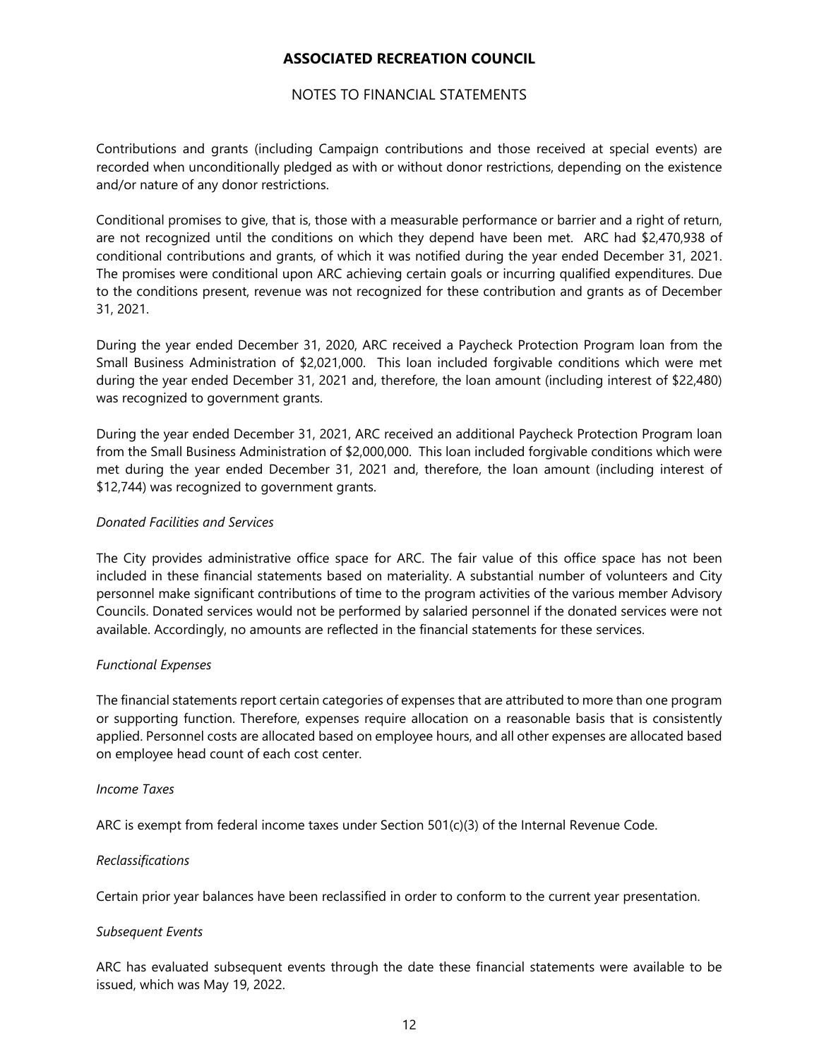Contributions and grants (including Campaign contributions and those received at special events) are recorded when unconditionally pledged as with or without donor restrictions, depending on the existence and/or nature of any donor restrictions.

Conditional promises to give, that is, those with a measurable performance or barrier and a right of return, are not recognized until the conditions on which they depend have been met. ARC had $2,470,938 of conditional contributions and grants, of which it was notified during the year ended December 31, 2021. The promises were conditional upon ARC achieving certain goals or incurring qualified expenditures. Due to the conditions present, revenue was not recognized for these contribution and grants as of December 31, 2021.

During the year ended December 31, 2020, ARC received a Paycheck Protection Program loan from the Small Business Administration of $2,021,000. This loan included forgivable conditions which were met during the year ended December 31, 2021 and, therefore, the loan amount (including interest of $22,480) was recognized to government grants.

During the year ended December 31, 2021, ARC received an additional Paycheck Protection Program loan from the Small Business Administration of $2,000,000. This loan included forgivable conditions which were met during the year ended December 31, 2021 and, therefore, the loan amount (including interest of $12,744) was recognized to government grants.

*Donated Facilities and Services*

The City provides administrative office space for ARC. The fair value of this office space has not been included in these financial statements based on materiality. A substantial number of volunteers and City personnel make significant contributions of time to the program activities of the various member Advisory Councils. Donated services would not be performed by salaried personnel if the donated services were not available. Accordingly, no amounts are reflected in the financial statements for these services.

*Functional Expenses*

The financial statements report certain categories of expenses that are attributed to more than one program or supporting function. Therefore, expenses require allocation on a reasonable basis that is consistently applied. Personnel costs are allocated based on employee hours, and all other expenses are allocated based on employee head count of each cost center.

*Income Taxes*

ARC is exempt from federal income taxes under Section 501(c)(3) of the Internal Revenue Code.

*Reclassifications*

Certain prior year balances have been reclassified in order to conform to the current year presentation.

*Subsequent Events*

ARC has evaluated subsequent events through the date these financial statements were available to be issued, which was May 19, 2022.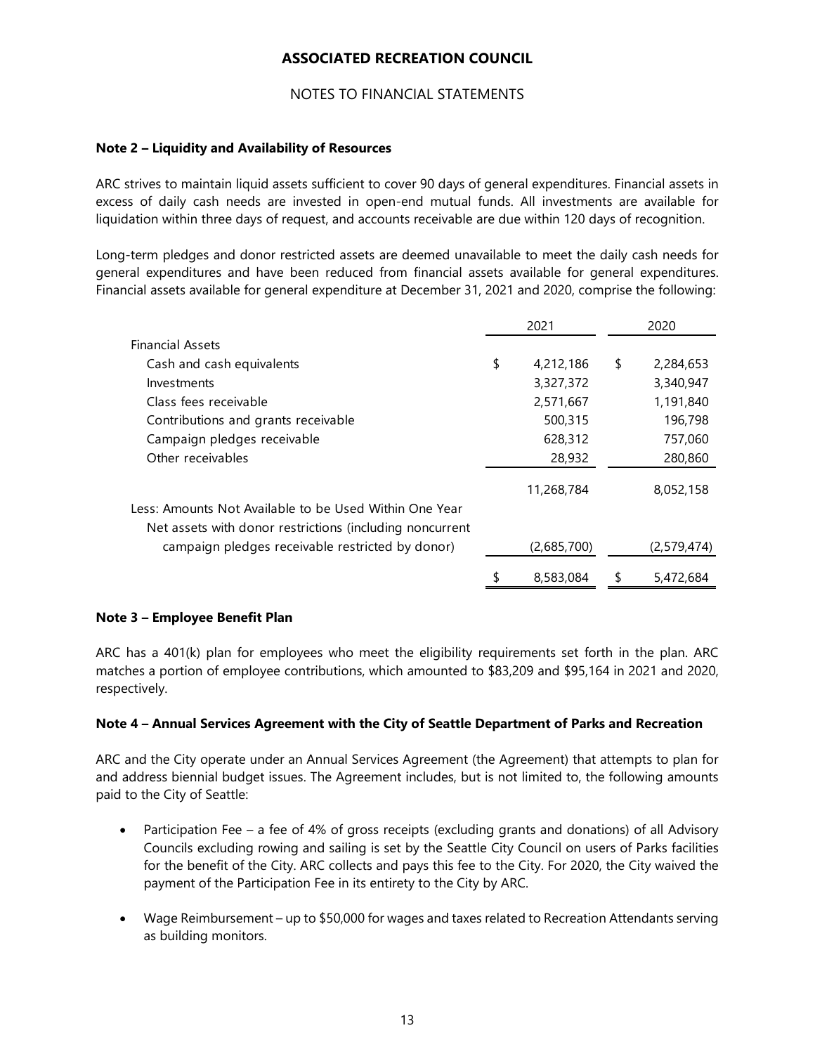# ASSOCIATED RECREATION COUNCIL

NOTES TO FINANCIAL STATEMENTS

**Note 2 – Liquidity and Availability of Resources**

ARC strives to maintain liquid assets sufficient to cover 90 days of general expenditures. Financial assets in excess of daily cash needs are invested in open-end mutual funds. All investments are available for liquidation within three days of request, and accounts receivable are due within 120 days of recognition.

Long-term pledges and donor restricted assets are deemed unavailable to meet the daily cash needs for general expenditures and have been reduced from financial assets available for general expenditures. Financial assets available for general expenditure at December 31, 2021 and 2020, comprise the following:

| | 2021 | 2020 |
|---|---|---|
| Financial Assets | | |
| Cash and cash equivalents | $ 4,212,186 | $ 2,284,653 |
| Investments | 3,327,372 | 3,340,947 |
| Class fees receivable | 2,571,667 | 1,191,840 |
| Contributions and grants receivable | 500,315 | 196,798 |
| Campaign pledges receivable | 628,312 | 757,060 |
| Other receivables | 28,932 | 280,860 |
| | 11,268,784 | 8,052,158 |
| Less: Amounts Not Available to be Used Within One Year | | |
| Net assets with donor restrictions (including noncurrent campaign pledges receivable restricted by donor) | (2,685,700) | (2,579,474) |
| | $ 8,583,084 | $ 5,472,684 |

**Note 3 – Employee Benefit Plan**

ARC has a 401(k) plan for employees who meet the eligibility requirements set forth in the plan. ARC matches a portion of employee contributions, which amounted to $83,209 and $95,164 in 2021 and 2020, respectively.

**Note 4 – Annual Services Agreement with the City of Seattle Department of Parks and Recreation**

ARC and the City operate under an Annual Services Agreement (the Agreement) that attempts to plan for and address biennial budget issues. The Agreement includes, but is not limited to, the following amounts paid to the City of Seattle:

- Participation Fee – a fee of 4% of gross receipts (excluding grants and donations) of all Advisory Councils excluding rowing and sailing is set by the Seattle City Council on users of Parks facilities for the benefit of the City. ARC collects and pays this fee to the City. For 2020, the City waived the payment of the Participation Fee in its entirety to the City by ARC.

- Wage Reimbursement – up to $50,000 for wages and taxes related to Recreation Attendants serving as building monitors.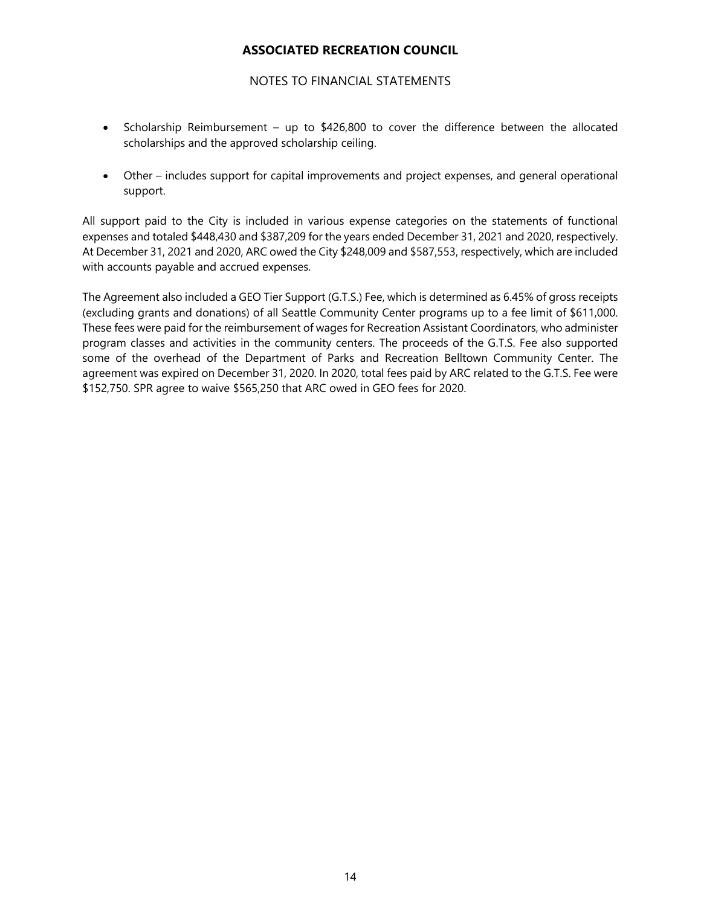- Scholarship Reimbursement – up to $426,800 to cover the difference between the allocated scholarships and the approved scholarship ceiling.

- Other – includes support for capital improvements and project expenses, and general operational support.

All support paid to the City is included in various expense categories on the statements of functional expenses and totaled $448,430 and $387,209 for the years ended December 31, 2021 and 2020, respectively. At December 31, 2021 and 2020, ARC owed the City $248,009 and $587,553, respectively, which are included with accounts payable and accrued expenses.

The Agreement also included a GEO Tier Support (G.T.S.) Fee, which is determined as 6.45% of gross receipts (excluding grants and donations) of all Seattle Community Center programs up to a fee limit of $611,000. These fees were paid for the reimbursement of wages for Recreation Assistant Coordinators, who administer program classes and activities in the community centers. The proceeds of the G.T.S. Fee also supported some of the overhead of the Department of Parks and Recreation Belltown Community Center. The agreement was expired on December 31, 2020. In 2020, total fees paid by ARC related to the G.T.S. Fee were $152,750. SPR agree to waive $565,250 that ARC owed in GEO fees for 2020.